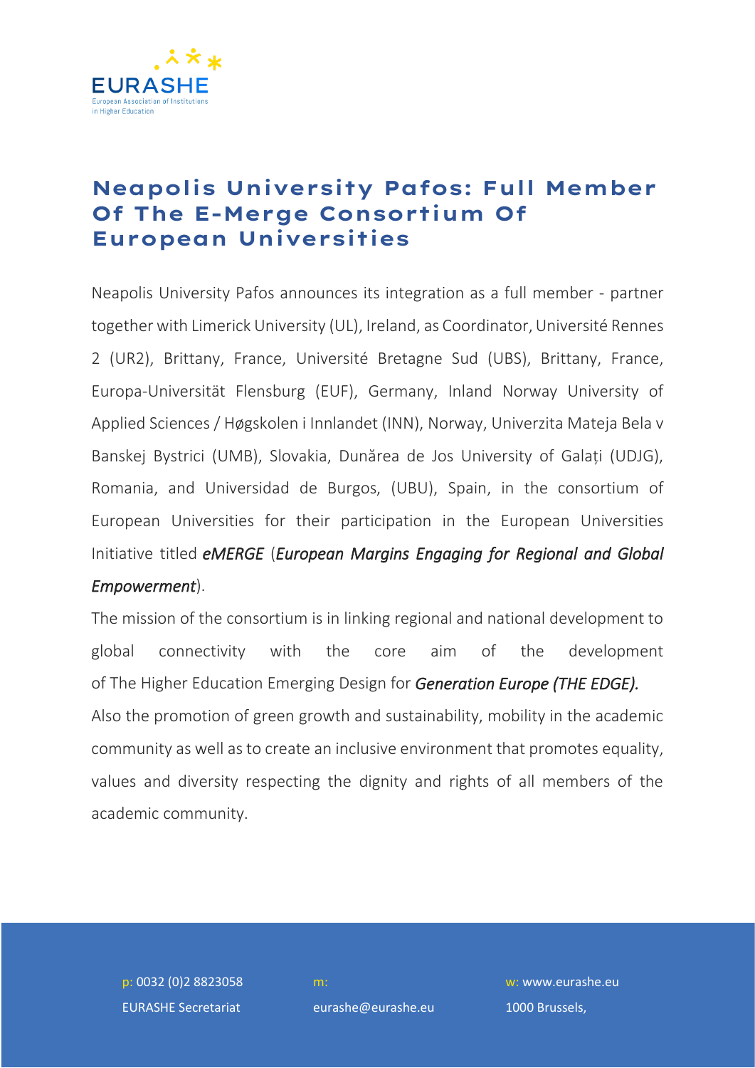# Neapolis University Pafos: Full Member Of The E-Merge Consortium Of European Universities

Neapolis University Pafos announces its integration as a full member - partner together with Limerick University (UL), Ireland, as Coordinator, Université Rennes 2 (UR2), Brittany, France, Université Bretagne Sud (UBS), Brittany, France, Europa-Universität Flensburg (EUF), Germany, Inland Norway University of Applied Sciences / Høgskolen i Innlandet (INN), Norway, Univerzita Mateja Bela v Banskej Bystrici (UMB), Slovakia, Dunărea de Jos University of Galați (UDJG), Romania, and Universidad de Burgos, (UBU), Spain, in the consortium of European Universities for their participation in the European Universities Initiative titled ***eMERGE*** (***European Margins Engaging for Regional and Global Empowerment***).

The mission of the consortium is in linking regional and national development to global connectivity with the core aim of the development of The Higher Education Emerging Design for ***Generation Europe (THE EDGE).***

Also the promotion of green growth and sustainability, mobility in the academic community as well as to create an inclusive environment that promotes equality, values and diversity respecting the dignity and rights of all members of the academic community.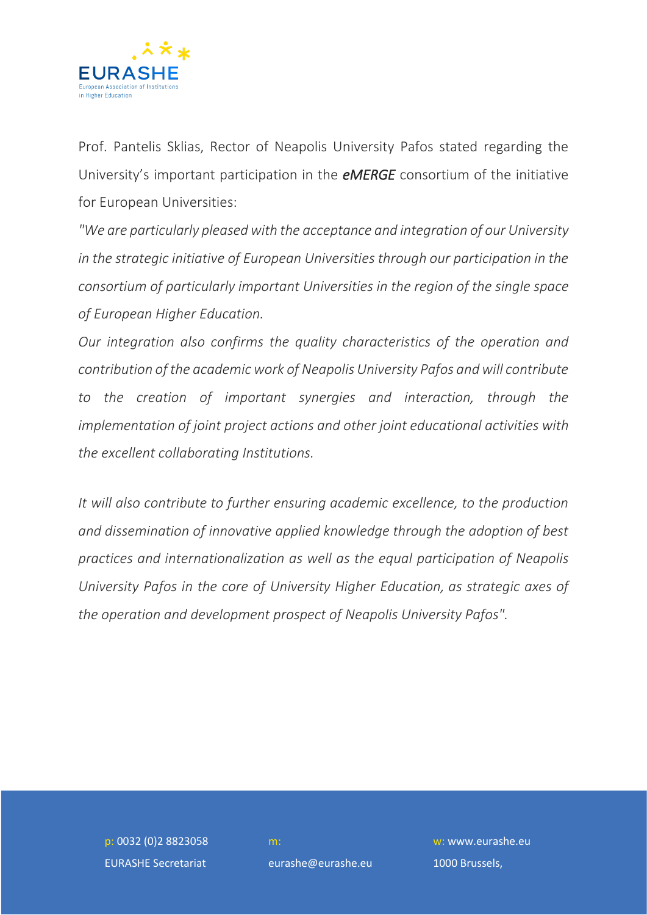Prof. Pantelis Sklias, Rector of Neapolis University Pafos stated regarding the University's important participation in the ***eMERGE*** consortium of the initiative for European Universities:

*"We are particularly pleased with the acceptance and integration of our University in the strategic initiative of European Universities through our participation in the consortium of particularly important Universities in the region of the single space of European Higher Education.*

*Our integration also confirms the quality characteristics of the operation and contribution of the academic work of Neapolis University Pafos and will contribute to the creation of important synergies and interaction, through the implementation of joint project actions and other joint educational activities with the excellent collaborating Institutions.*

*It will also contribute to further ensuring academic excellence, to the production and dissemination of innovative applied knowledge through the adoption of best practices and internationalization as well as the equal participation of Neapolis University Pafos in the core of University Higher Education, as strategic axes of the operation and development prospect of Neapolis University Pafos".*